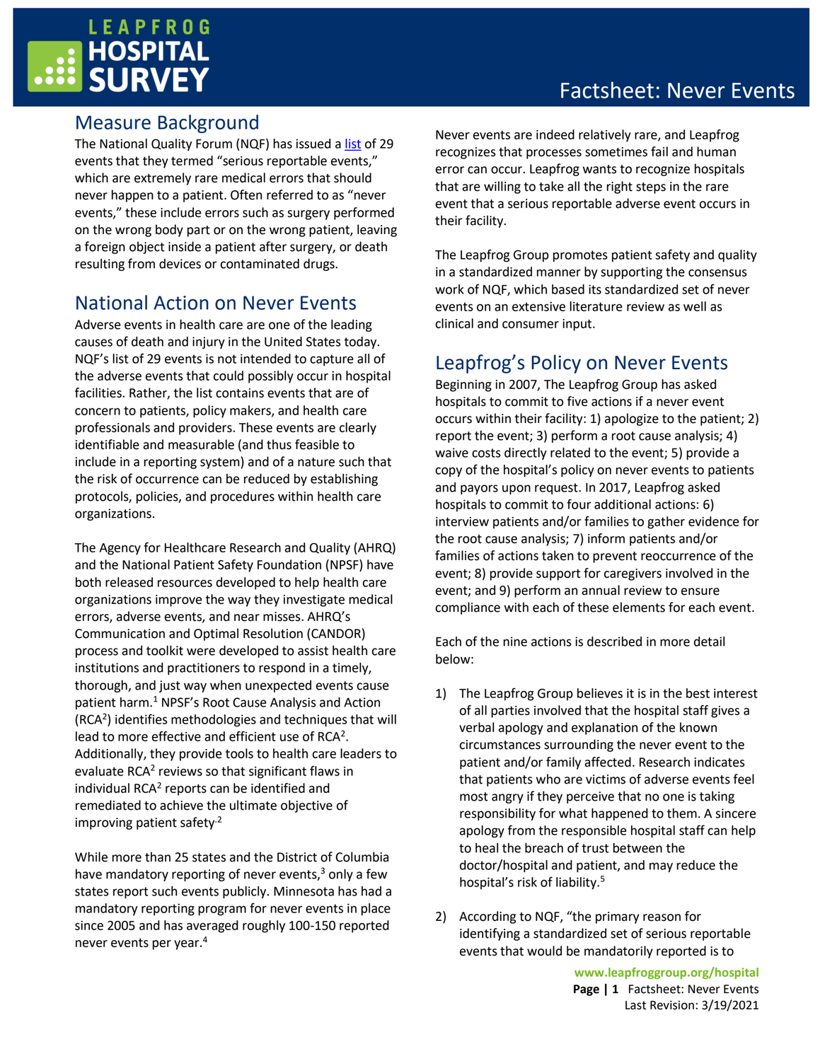# Factsheet: Never Events

## Measure Background

The National Quality Forum (NQF) has issued a list of 29 events that they termed "serious reportable events," which are extremely rare medical errors that should never happen to a patient. Often referred to as "never events," these include errors such as surgery performed on the wrong body part or on the wrong patient, leaving a foreign object inside a patient after surgery, or death resulting from devices or contaminated drugs.

## National Action on Never Events

Adverse events in health care are one of the leading causes of death and injury in the United States today. NQF's list of 29 events is not intended to capture all of the adverse events that could possibly occur in hospital facilities. Rather, the list contains events that are of concern to patients, policy makers, and health care professionals and providers. These events are clearly identifiable and measurable (and thus feasible to include in a reporting system) and of a nature such that the risk of occurrence can be reduced by establishing protocols, policies, and procedures within health care organizations.

The Agency for Healthcare Research and Quality (AHRQ) and the National Patient Safety Foundation (NPSF) have both released resources developed to help health care organizations improve the way they investigate medical errors, adverse events, and near misses. AHRQ's Communication and Optimal Resolution (CANDOR) process and toolkit were developed to assist health care institutions and practitioners to respond in a timely, thorough, and just way when unexpected events cause patient harm.[1] NPSF's Root Cause Analysis and Action (RCA²) identifies methodologies and techniques that will lead to more effective and efficient use of RCA². Additionally, they provide tools to health care leaders to evaluate RCA² reviews so that significant flaws in individual RCA² reports can be identified and remediated to achieve the ultimate objective of improving patient safety.[2]

While more than 25 states and the District of Columbia have mandatory reporting of never events,[3] only a few states report such events publicly. Minnesota has had a mandatory reporting program for never events in place since 2005 and has averaged roughly 100-150 reported never events per year.[4]

Never events are indeed relatively rare, and Leapfrog recognizes that processes sometimes fail and human error can occur. Leapfrog wants to recognize hospitals that are willing to take all the right steps in the rare event that a serious reportable adverse event occurs in their facility.

The Leapfrog Group promotes patient safety and quality in a standardized manner by supporting the consensus work of NQF, which based its standardized set of never events on an extensive literature review as well as clinical and consumer input.

## Leapfrog's Policy on Never Events

Beginning in 2007, The Leapfrog Group has asked hospitals to commit to five actions if a never event occurs within their facility: 1) apologize to the patient; 2) report the event; 3) perform a root cause analysis; 4) waive costs directly related to the event; 5) provide a copy of the hospital's policy on never events to patients and payors upon request. In 2017, Leapfrog asked hospitals to commit to four additional actions: 6) interview patients and/or families to gather evidence for the root cause analysis; 7) inform patients and/or families of actions taken to prevent reoccurrence of the event; 8) provide support for caregivers involved in the event; and 9) perform an annual review to ensure compliance with each of these elements for each event.

Each of the nine actions is described in more detail below:

1) The Leapfrog Group believes it is in the best interest of all parties involved that the hospital staff gives a verbal apology and explanation of the known circumstances surrounding the never event to the patient and/or family affected. Research indicates that patients who are victims of adverse events feel most angry if they perceive that no one is taking responsibility for what happened to them. A sincere apology from the responsible hospital staff can help to heal the breach of trust between the doctor/hospital and patient, and may reduce the hospital's risk of liability.[5]

2) According to NQF, "the primary reason for identifying a standardized set of serious reportable events that would be mandatorily reported is to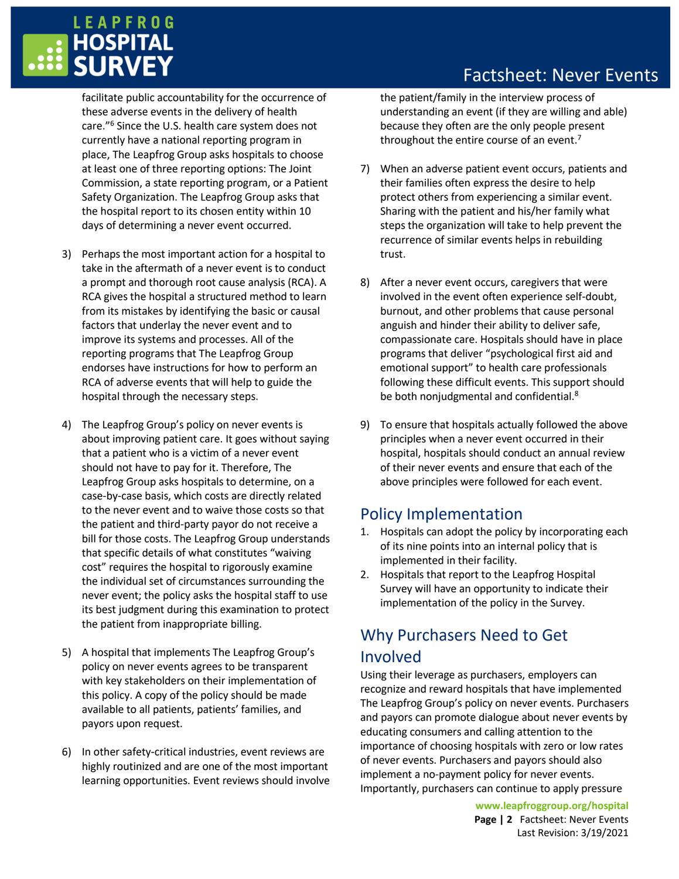facilitate public accountability for the occurrence of these adverse events in the delivery of health care."[6] Since the U.S. health care system does not currently have a national reporting program in place, The Leapfrog Group asks hospitals to choose at least one of three reporting options: The Joint Commission, a state reporting program, or a Patient Safety Organization. The Leapfrog Group asks that the hospital report to its chosen entity within 10 days of determining a never event occurred.

3) Perhaps the most important action for a hospital to take in the aftermath of a never event is to conduct a prompt and thorough root cause analysis (RCA). A RCA gives the hospital a structured method to learn from its mistakes by identifying the basic or causal factors that underlay the never event and to improve its systems and processes. All of the reporting programs that The Leapfrog Group endorses have instructions for how to perform an RCA of adverse events that will help to guide the hospital through the necessary steps.

4) The Leapfrog Group's policy on never events is about improving patient care. It goes without saying that a patient who is a victim of a never event should not have to pay for it. Therefore, The Leapfrog Group asks hospitals to determine, on a case-by-case basis, which costs are directly related to the never event and to waive those costs so that the patient and third-party payor do not receive a bill for those costs. The Leapfrog Group understands that specific details of what constitutes "waiving cost" requires the hospital to rigorously examine the individual set of circumstances surrounding the never event; the policy asks the hospital staff to use its best judgment during this examination to protect the patient from inappropriate billing.

5) A hospital that implements The Leapfrog Group's policy on never events agrees to be transparent with key stakeholders on their implementation of this policy. A copy of the policy should be made available to all patients, patients' families, and payors upon request.

6) In other safety-critical industries, event reviews are highly routinized and are one of the most important learning opportunities. Event reviews should involve the patient/family in the interview process of understanding an event (if they are willing and able) because they often are the only people present throughout the entire course of an event.[7]

7) When an adverse patient event occurs, patients and their families often express the desire to help protect others from experiencing a similar event. Sharing with the patient and his/her family what steps the organization will take to help prevent the recurrence of similar events helps in rebuilding trust.

8) After a never event occurs, caregivers that were involved in the event often experience self-doubt, burnout, and other problems that cause personal anguish and hinder their ability to deliver safe, compassionate care. Hospitals should have in place programs that deliver "psychological first aid and emotional support" to health care professionals following these difficult events. This support should be both nonjudgmental and confidential.[8]

9) To ensure that hospitals actually followed the above principles when a never event occurred in their hospital, hospitals should conduct an annual review of their never events and ensure that each of the above principles were followed for each event.

## Policy Implementation

1. Hospitals can adopt the policy by incorporating each of its nine points into an internal policy that is implemented in their facility.
2. Hospitals that report to the Leapfrog Hospital Survey will have an opportunity to indicate their implementation of the policy in the Survey.

## Why Purchasers Need to Get Involved

Using their leverage as purchasers, employers can recognize and reward hospitals that have implemented The Leapfrog Group's policy on never events. Purchasers and payors can promote dialogue about never events by educating consumers and calling attention to the importance of choosing hospitals with zero or low rates of never events. Purchasers and payors should also implement a no-payment policy for never events. Importantly, purchasers can continue to apply pressure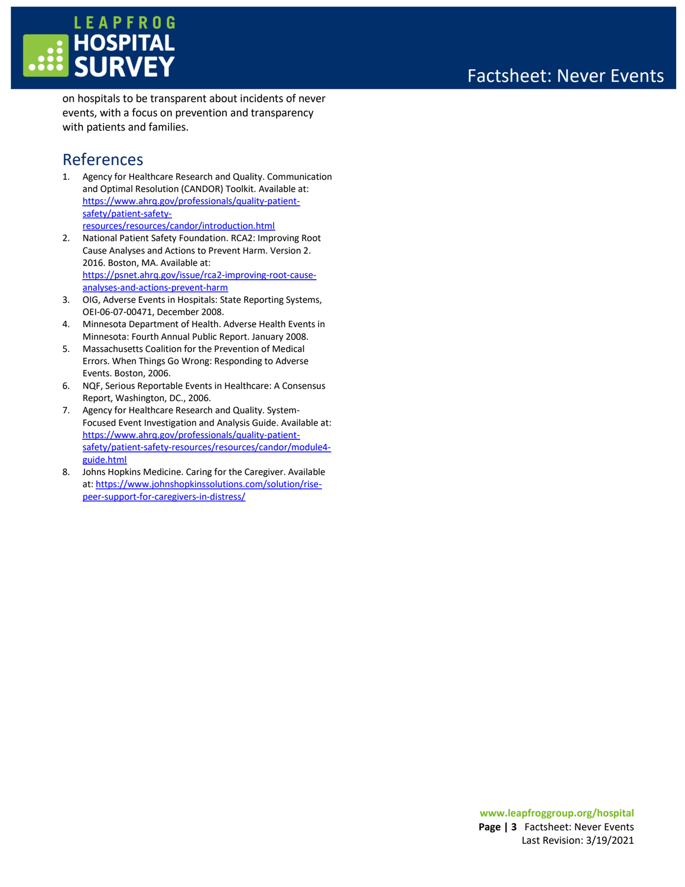on hospitals to be transparent about incidents of never events, with a focus on prevention and transparency with patients and families.

## References

1. Agency for Healthcare Research and Quality. Communication and Optimal Resolution (CANDOR) Toolkit. Available at: https://www.ahrq.gov/professionals/quality-patient-safety/patient-safety-resources/resources/candor/introduction.html
2. National Patient Safety Foundation. RCA2: Improving Root Cause Analyses and Actions to Prevent Harm. Version 2. 2016. Boston, MA. Available at: https://psnet.ahrq.gov/issue/rca2-improving-root-cause-analyses-and-actions-prevent-harm
3. OIG, Adverse Events in Hospitals: State Reporting Systems, OEI-06-07-00471, December 2008.
4. Minnesota Department of Health. Adverse Health Events in Minnesota: Fourth Annual Public Report. January 2008.
5. Massachusetts Coalition for the Prevention of Medical Errors. When Things Go Wrong: Responding to Adverse Events. Boston, 2006.
6. NQF, Serious Reportable Events in Healthcare: A Consensus Report, Washington, DC., 2006.
7. Agency for Healthcare Research and Quality. System-Focused Event Investigation and Analysis Guide. Available at: https://www.ahrq.gov/professionals/quality-patient-safety/patient-safety-resources/resources/candor/module4-guide.html
8. Johns Hopkins Medicine. Caring for the Caregiver. Available at: https://www.johnshopkinssolutions.com/solution/rise-peer-support-for-caregivers-in-distress/